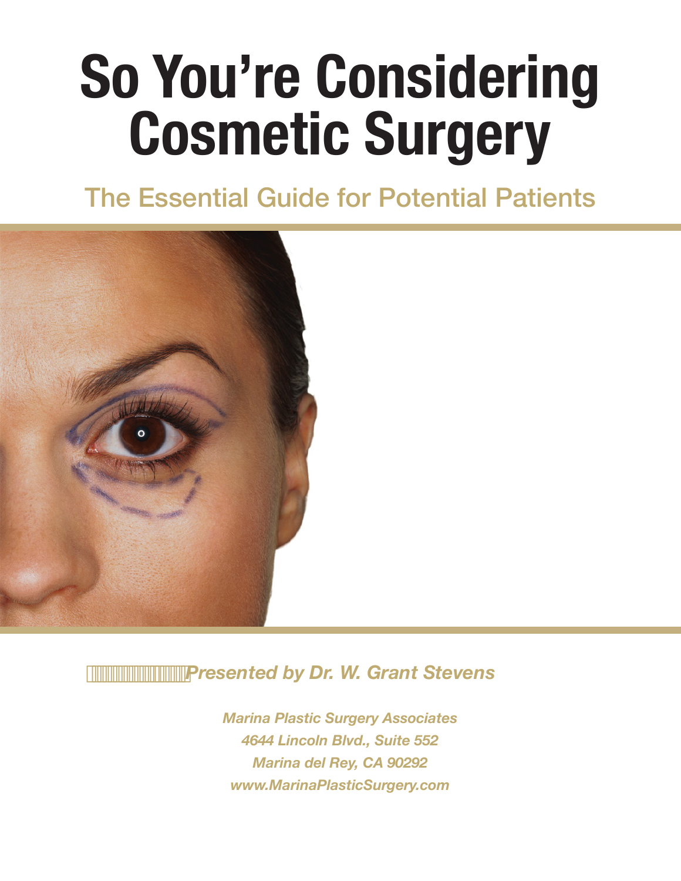# So You're Considering Cosmetic Surgery

## The Essential Guide for Potential Patients

*Presented by Dr. W. Grant Stevens*

*Marina Plastic Surgery Associates*
*4644 Lincoln Blvd., Suite 552*
*Marina del Rey, CA 90292*
*www.MarinaPlasticSurgery.com*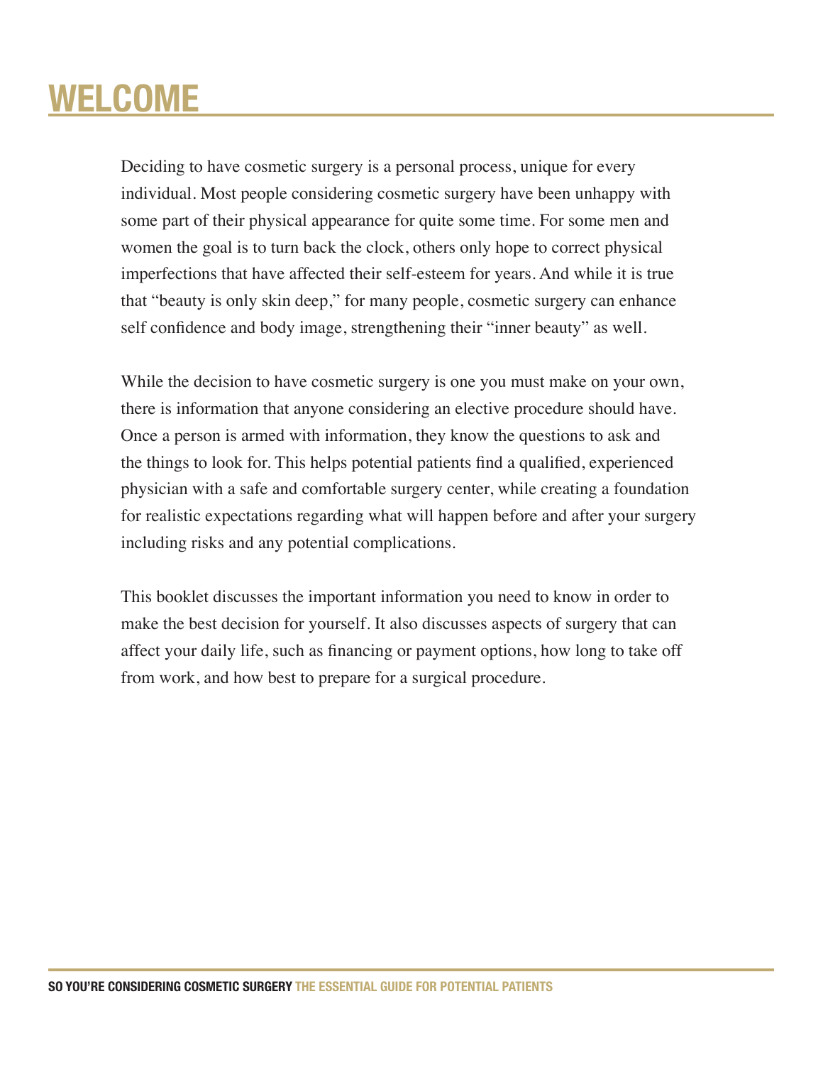# WELCOME

Deciding to have cosmetic surgery is a personal process, unique for every individual. Most people considering cosmetic surgery have been unhappy with some part of their physical appearance for quite some time. For some men and women the goal is to turn back the clock, others only hope to correct physical imperfections that have affected their self-esteem for years. And while it is true that "beauty is only skin deep," for many people, cosmetic surgery can enhance self confidence and body image, strengthening their "inner beauty" as well.

While the decision to have cosmetic surgery is one you must make on your own, there is information that anyone considering an elective procedure should have. Once a person is armed with information, they know the questions to ask and the things to look for. This helps potential patients find a qualified, experienced physician with a safe and comfortable surgery center, while creating a foundation for realistic expectations regarding what will happen before and after your surgery including risks and any potential complications.

This booklet discusses the important information you need to know in order to make the best decision for yourself. It also discusses aspects of surgery that can affect your daily life, such as financing or payment options, how long to take off from work, and how best to prepare for a surgical procedure.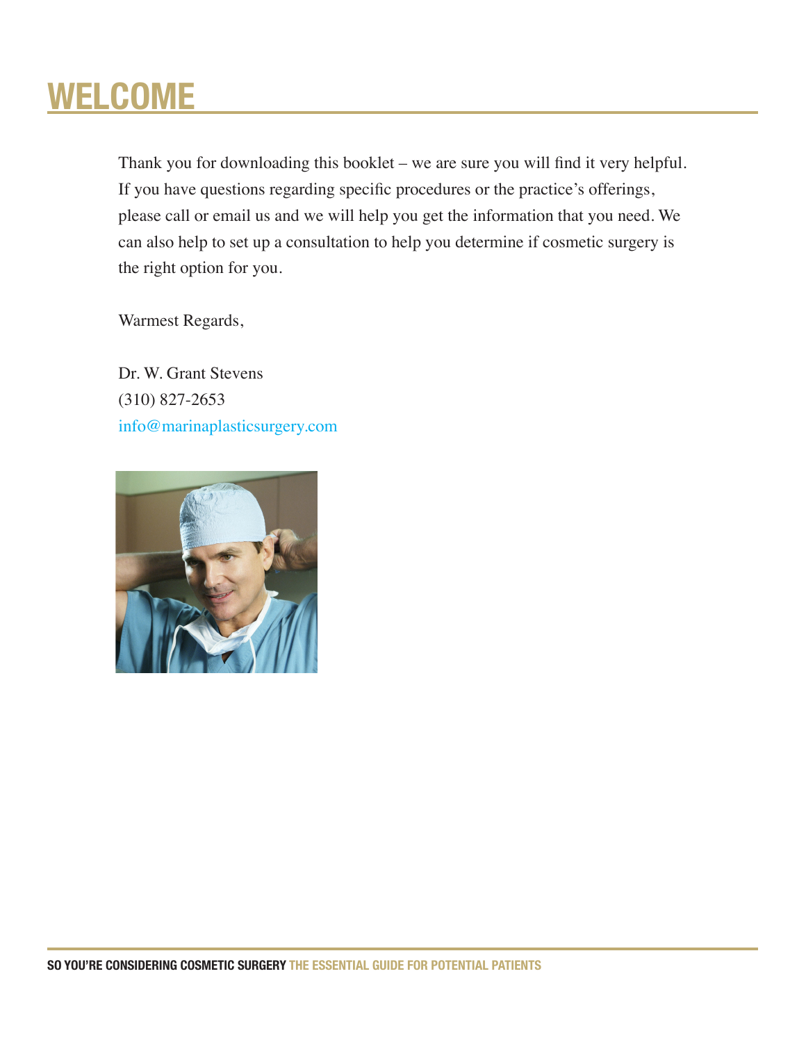# WELCOME

Thank you for downloading this booklet – we are sure you will find it very helpful. If you have questions regarding specific procedures or the practice's offerings, please call or email us and we will help you get the information that you need. We can also help to set up a consultation to help you determine if cosmetic surgery is the right option for you.

Warmest Regards,

Dr. W. Grant Stevens
(310) 827-2653
info@marinaplasticsurgery.com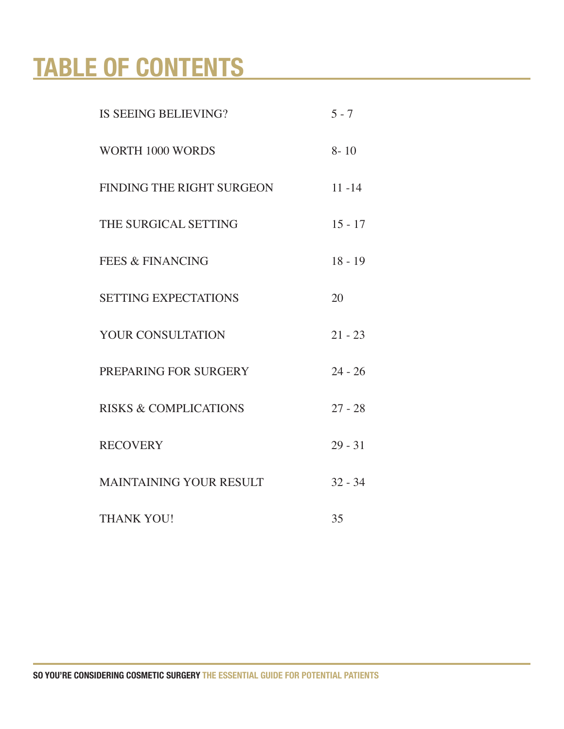# TABLE OF CONTENTS

| | |
|---|---|
| IS SEEING BELIEVING? | 5 - 7 |
| WORTH 1000 WORDS | 8- 10 |
| FINDING THE RIGHT SURGEON | 11 -14 |
| THE SURGICAL SETTING | 15 - 17 |
| FEES & FINANCING | 18 - 19 |
| SETTING EXPECTATIONS | 20 |
| YOUR CONSULTATION | 21 - 23 |
| PREPARING FOR SURGERY | 24 - 26 |
| RISKS & COMPLICATIONS | 27 - 28 |
| RECOVERY | 29 - 31 |
| MAINTAINING YOUR RESULT | 32 - 34 |
| THANK YOU! | 35 |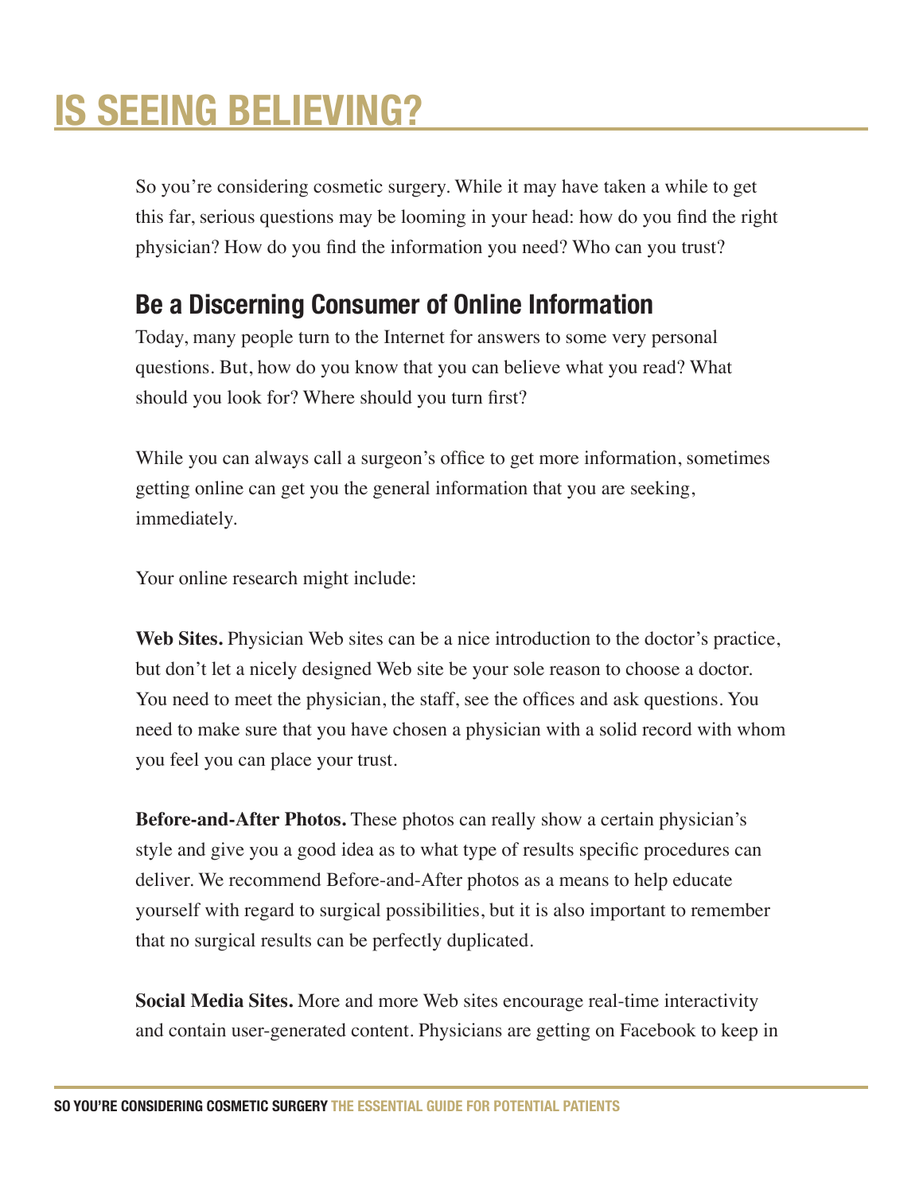# IS SEEING BELIEVING?

So you're considering cosmetic surgery. While it may have taken a while to get this far, serious questions may be looming in your head: how do you find the right physician? How do you find the information you need? Who can you trust?

## Be a Discerning Consumer of Online Information

Today, many people turn to the Internet for answers to some very personal questions. But, how do you know that you can believe what you read? What should you look for? Where should you turn first?

While you can always call a surgeon's office to get more information, sometimes getting online can get you the general information that you are seeking, immediately.

Your online research might include:

**Web Sites.** Physician Web sites can be a nice introduction to the doctor's practice, but don't let a nicely designed Web site be your sole reason to choose a doctor. You need to meet the physician, the staff, see the offices and ask questions. You need to make sure that you have chosen a physician with a solid record with whom you feel you can place your trust.

**Before-and-After Photos.** These photos can really show a certain physician's style and give you a good idea as to what type of results specific procedures can deliver. We recommend Before-and-After photos as a means to help educate yourself with regard to surgical possibilities, but it is also important to remember that no surgical results can be perfectly duplicated.

**Social Media Sites.** More and more Web sites encourage real-time interactivity and contain user-generated content. Physicians are getting on Facebook to keep in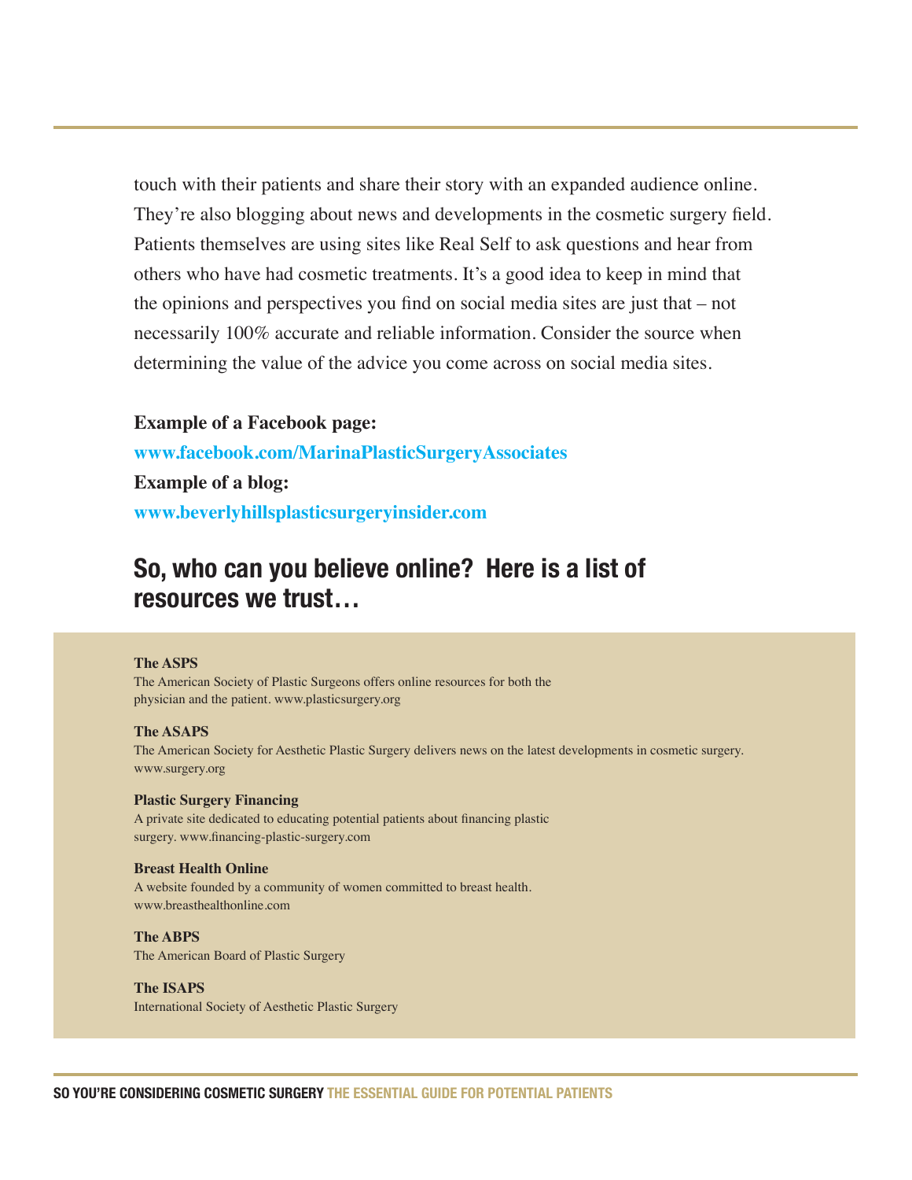touch with their patients and share their story with an expanded audience online. They're also blogging about news and developments in the cosmetic surgery field. Patients themselves are using sites like Real Self to ask questions and hear from others who have had cosmetic treatments. It's a good idea to keep in mind that the opinions and perspectives you find on social media sites are just that – not necessarily 100% accurate and reliable information. Consider the source when determining the value of the advice you come across on social media sites.

**Example of a Facebook page:**
**www.facebook.com/MarinaPlasticSurgeryAssociates**
**Example of a blog:**
**www.beverlyhillsplasticsurgeryinsider.com**

## So, who can you believe online? Here is a list of resources we trust…

**The ASPS**
The American Society of Plastic Surgeons offers online resources for both the physician and the patient. www.plasticsurgery.org

**The ASAPS**
The American Society for Aesthetic Plastic Surgery delivers news on the latest developments in cosmetic surgery. www.surgery.org

**Plastic Surgery Financing**
A private site dedicated to educating potential patients about financing plastic surgery. www.financing-plastic-surgery.com

**Breast Health Online**
A website founded by a community of women committed to breast health. www.breasthealthonline.com

**The ABPS**
The American Board of Plastic Surgery

**The ISAPS**
International Society of Aesthetic Plastic Surgery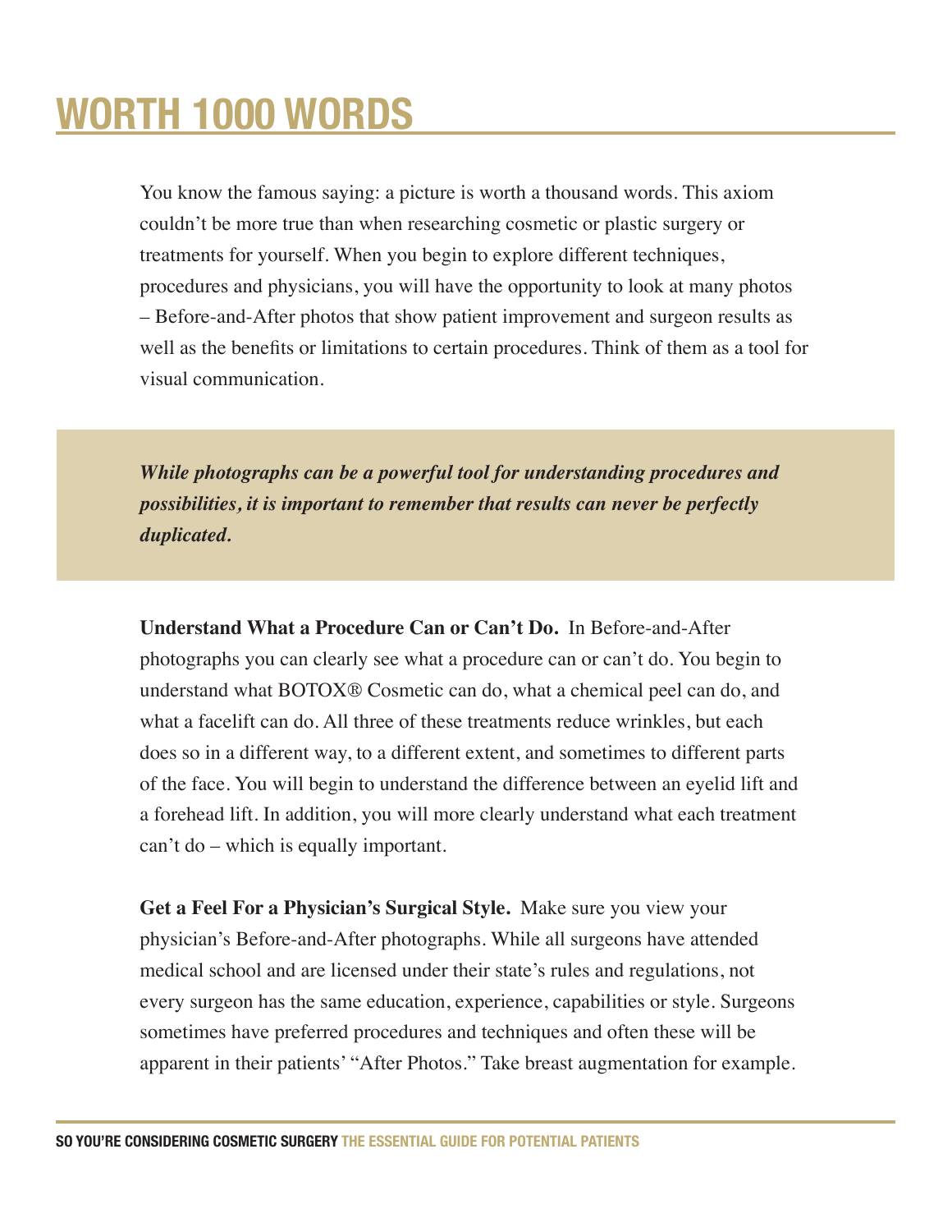# WORTH 1000 WORDS

You know the famous saying: a picture is worth a thousand words. This axiom couldn't be more true than when researching cosmetic or plastic surgery or treatments for yourself. When you begin to explore different techniques, procedures and physicians, you will have the opportunity to look at many photos – Before-and-After photos that show patient improvement and surgeon results as well as the benefits or limitations to certain procedures. Think of them as a tool for visual communication.

> ***While photographs can be a powerful tool for understanding procedures and possibilities, it is important to remember that results can never be perfectly duplicated.***

**Understand What a Procedure Can or Can't Do.** In Before-and-After photographs you can clearly see what a procedure can or can't do. You begin to understand what BOTOX® Cosmetic can do, what a chemical peel can do, and what a facelift can do. All three of these treatments reduce wrinkles, but each does so in a different way, to a different extent, and sometimes to different parts of the face. You will begin to understand the difference between an eyelid lift and a forehead lift. In addition, you will more clearly understand what each treatment can't do – which is equally important.

**Get a Feel For a Physician's Surgical Style.** Make sure you view your physician's Before-and-After photographs. While all surgeons have attended medical school and are licensed under their state's rules and regulations, not every surgeon has the same education, experience, capabilities or style. Surgeons sometimes have preferred procedures and techniques and often these will be apparent in their patients' "After Photos." Take breast augmentation for example.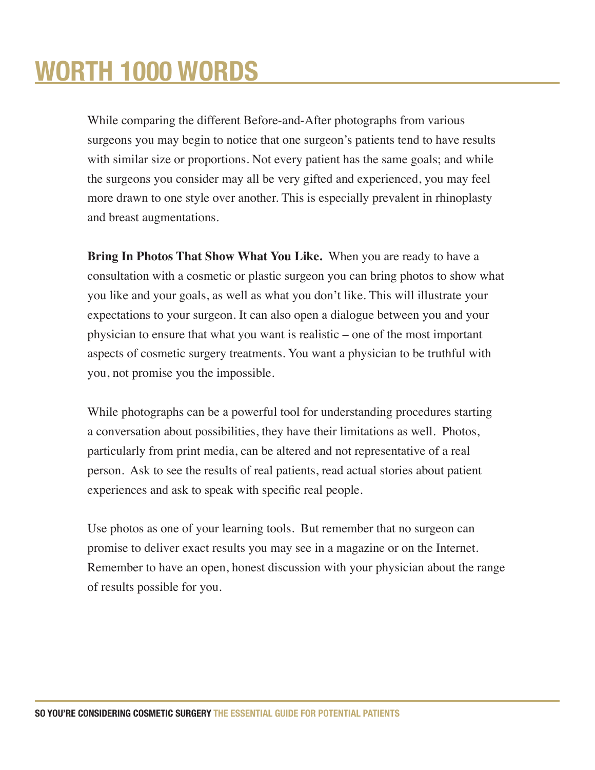# WORTH 1000 WORDS

While comparing the different Before-and-After photographs from various surgeons you may begin to notice that one surgeon's patients tend to have results with similar size or proportions. Not every patient has the same goals; and while the surgeons you consider may all be very gifted and experienced, you may feel more drawn to one style over another. This is especially prevalent in rhinoplasty and breast augmentations.

**Bring In Photos That Show What You Like.** When you are ready to have a consultation with a cosmetic or plastic surgeon you can bring photos to show what you like and your goals, as well as what you don't like. This will illustrate your expectations to your surgeon. It can also open a dialogue between you and your physician to ensure that what you want is realistic – one of the most important aspects of cosmetic surgery treatments. You want a physician to be truthful with you, not promise you the impossible.

While photographs can be a powerful tool for understanding procedures starting a conversation about possibilities, they have their limitations as well. Photos, particularly from print media, can be altered and not representative of a real person. Ask to see the results of real patients, read actual stories about patient experiences and ask to speak with specific real people.

Use photos as one of your learning tools. But remember that no surgeon can promise to deliver exact results you may see in a magazine or on the Internet. Remember to have an open, honest discussion with your physician about the range of results possible for you.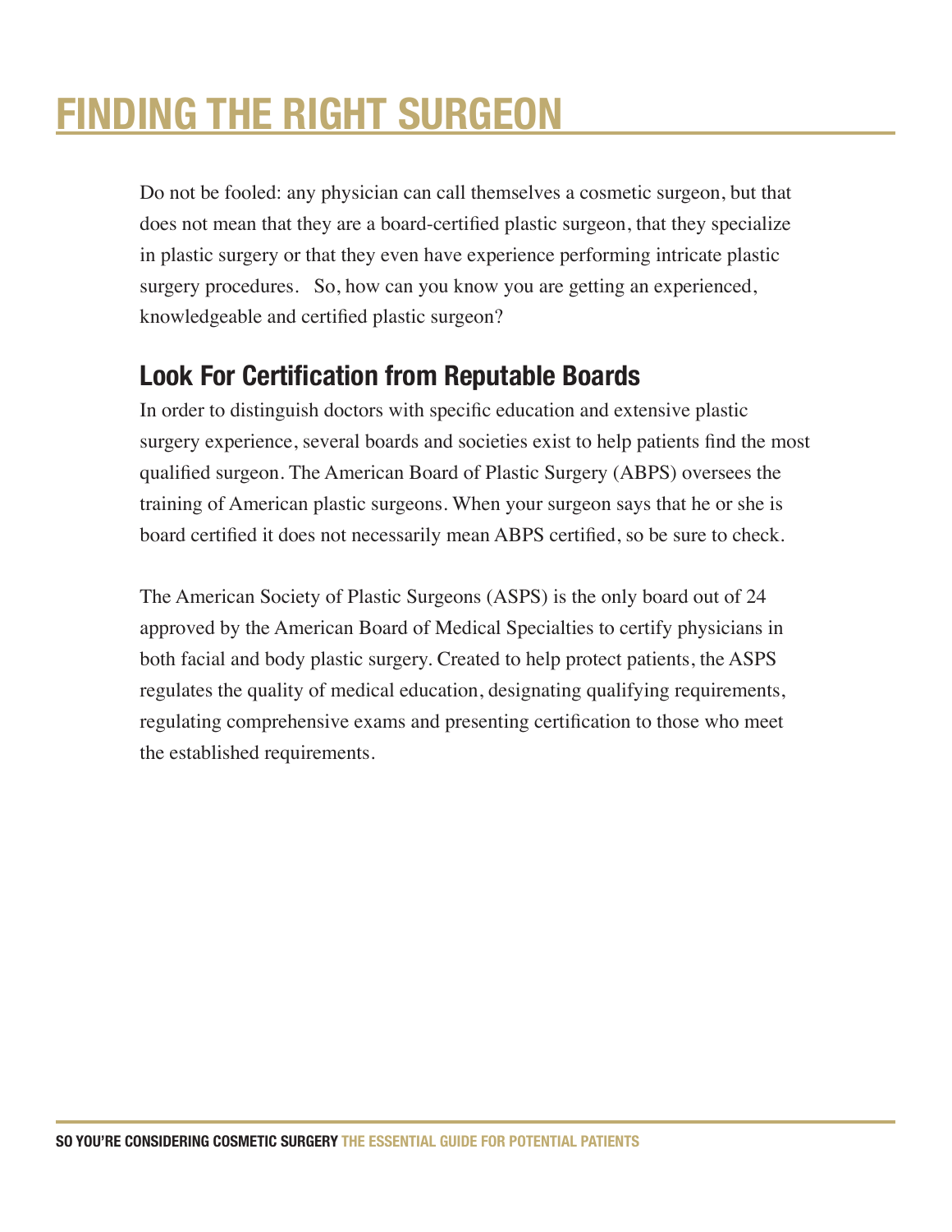# FINDING THE RIGHT SURGEON

Do not be fooled: any physician can call themselves a cosmetic surgeon, but that does not mean that they are a board-certified plastic surgeon, that they specialize in plastic surgery or that they even have experience performing intricate plastic surgery procedures. So, how can you know you are getting an experienced, knowledgeable and certified plastic surgeon?

## Look For Certification from Reputable Boards

In order to distinguish doctors with specific education and extensive plastic surgery experience, several boards and societies exist to help patients find the most qualified surgeon. The American Board of Plastic Surgery (ABPS) oversees the training of American plastic surgeons. When your surgeon says that he or she is board certified it does not necessarily mean ABPS certified, so be sure to check.

The American Society of Plastic Surgeons (ASPS) is the only board out of 24 approved by the American Board of Medical Specialties to certify physicians in both facial and body plastic surgery. Created to help protect patients, the ASPS regulates the quality of medical education, designating qualifying requirements, regulating comprehensive exams and presenting certification to those who meet the established requirements.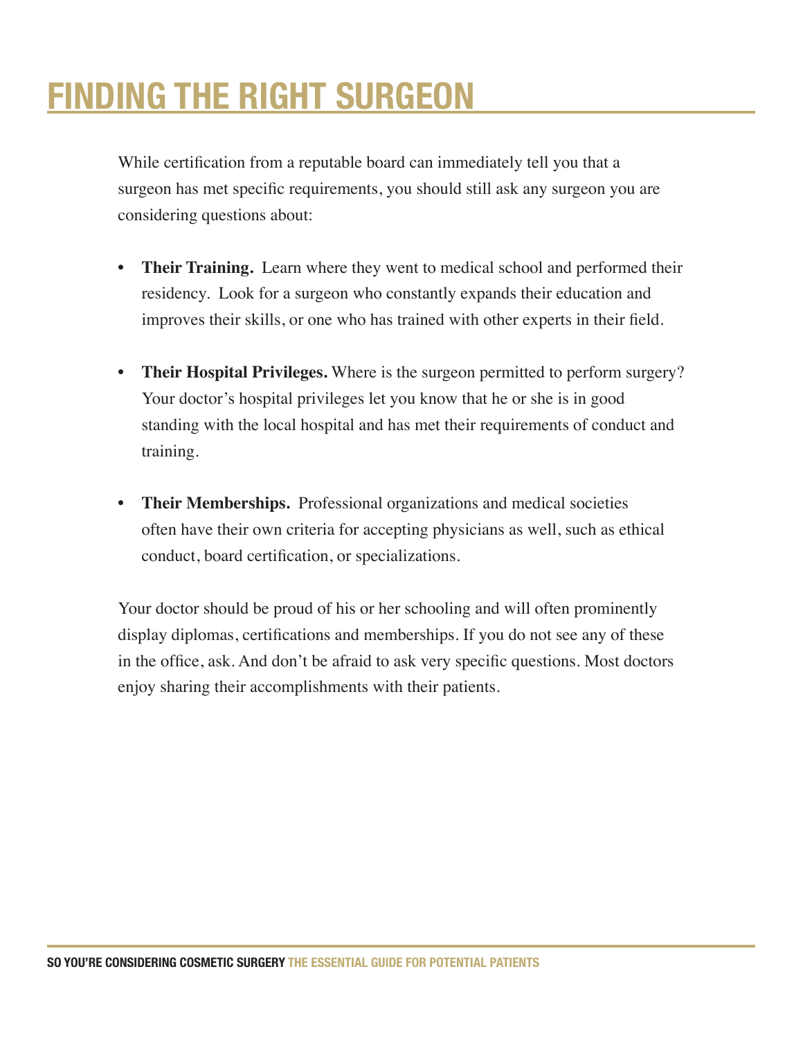# FINDING THE RIGHT SURGEON

While certification from a reputable board can immediately tell you that a surgeon has met specific requirements, you should still ask any surgeon you are considering questions about:

- **Their Training.** Learn where they went to medical school and performed their residency. Look for a surgeon who constantly expands their education and improves their skills, or one who has trained with other experts in their field.

- **Their Hospital Privileges.** Where is the surgeon permitted to perform surgery? Your doctor's hospital privileges let you know that he or she is in good standing with the local hospital and has met their requirements of conduct and training.

- **Their Memberships.** Professional organizations and medical societies often have their own criteria for accepting physicians as well, such as ethical conduct, board certification, or specializations.

Your doctor should be proud of his or her schooling and will often prominently display diplomas, certifications and memberships. If you do not see any of these in the office, ask. And don't be afraid to ask very specific questions. Most doctors enjoy sharing their accomplishments with their patients.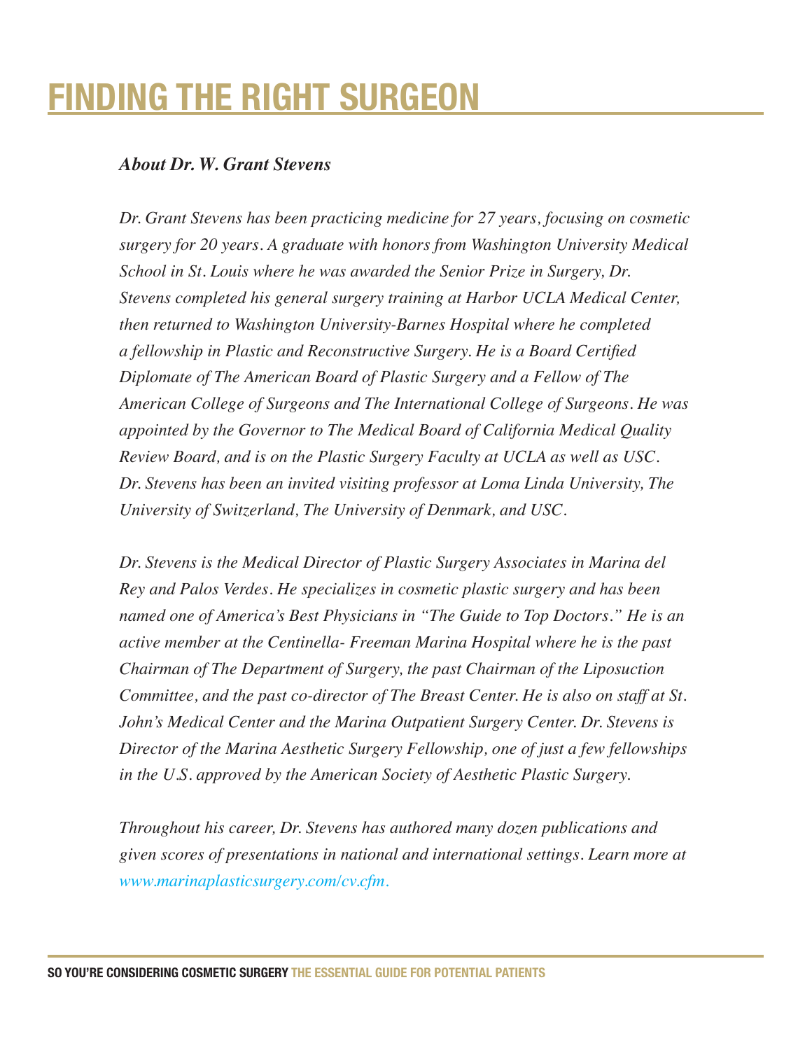# FINDING THE RIGHT SURGEON

***About Dr. W. Grant Stevens***

*Dr. Grant Stevens has been practicing medicine for 27 years, focusing on cosmetic surgery for 20 years. A graduate with honors from Washington University Medical School in St. Louis where he was awarded the Senior Prize in Surgery, Dr. Stevens completed his general surgery training at Harbor UCLA Medical Center, then returned to Washington University-Barnes Hospital where he completed a fellowship in Plastic and Reconstructive Surgery. He is a Board Certified Diplomate of The American Board of Plastic Surgery and a Fellow of The American College of Surgeons and The International College of Surgeons. He was appointed by the Governor to The Medical Board of California Medical Quality Review Board, and is on the Plastic Surgery Faculty at UCLA as well as USC. Dr. Stevens has been an invited visiting professor at Loma Linda University, The University of Switzerland, The University of Denmark, and USC.*

*Dr. Stevens is the Medical Director of Plastic Surgery Associates in Marina del Rey and Palos Verdes. He specializes in cosmetic plastic surgery and has been named one of America's Best Physicians in "The Guide to Top Doctors." He is an active member at the Centinella- Freeman Marina Hospital where he is the past Chairman of The Department of Surgery, the past Chairman of the Liposuction Committee, and the past co-director of The Breast Center. He is also on staff at St. John's Medical Center and the Marina Outpatient Surgery Center. Dr. Stevens is Director of the Marina Aesthetic Surgery Fellowship, one of just a few fellowships in the U.S. approved by the American Society of Aesthetic Plastic Surgery.*

*Throughout his career, Dr. Stevens has authored many dozen publications and given scores of presentations in national and international settings. Learn more at www.marinaplasticsurgery.com/cv.cfm.*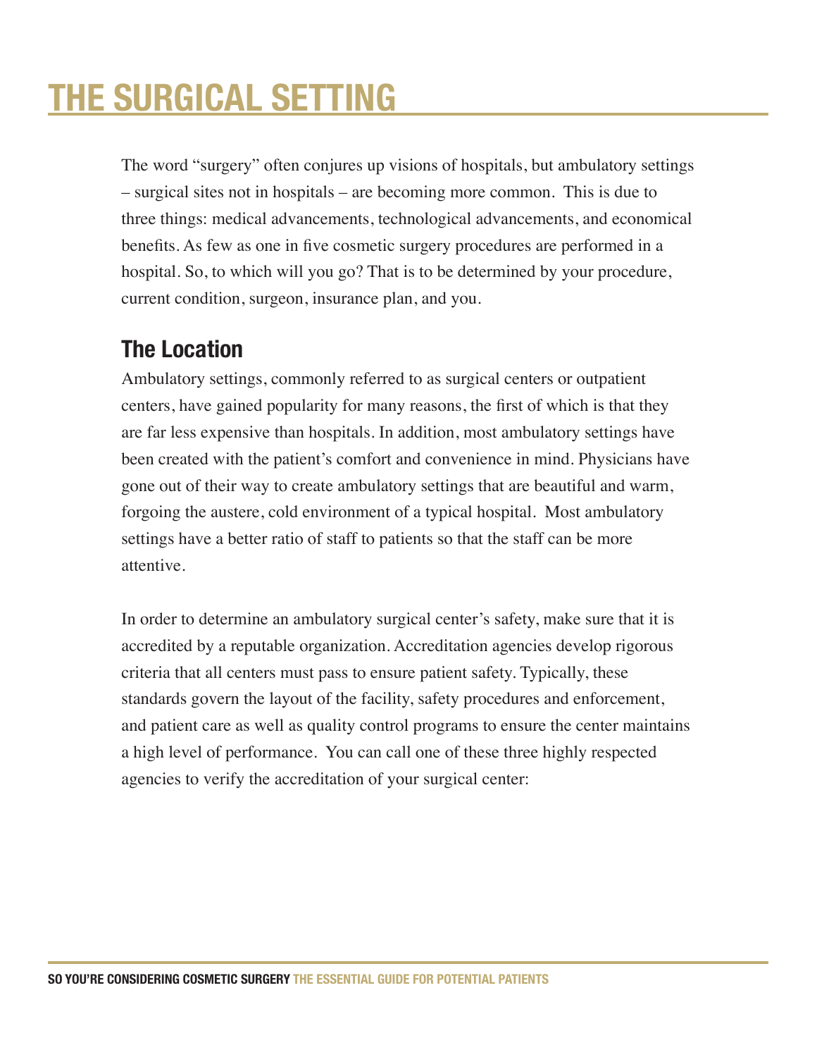# THE SURGICAL SETTING

The word "surgery" often conjures up visions of hospitals, but ambulatory settings – surgical sites not in hospitals – are becoming more common. This is due to three things: medical advancements, technological advancements, and economical benefits. As few as one in five cosmetic surgery procedures are performed in a hospital. So, to which will you go? That is to be determined by your procedure, current condition, surgeon, insurance plan, and you.

## The Location

Ambulatory settings, commonly referred to as surgical centers or outpatient centers, have gained popularity for many reasons, the first of which is that they are far less expensive than hospitals. In addition, most ambulatory settings have been created with the patient's comfort and convenience in mind. Physicians have gone out of their way to create ambulatory settings that are beautiful and warm, forgoing the austere, cold environment of a typical hospital. Most ambulatory settings have a better ratio of staff to patients so that the staff can be more attentive.

In order to determine an ambulatory surgical center's safety, make sure that it is accredited by a reputable organization. Accreditation agencies develop rigorous criteria that all centers must pass to ensure patient safety. Typically, these standards govern the layout of the facility, safety procedures and enforcement, and patient care as well as quality control programs to ensure the center maintains a high level of performance. You can call one of these three highly respected agencies to verify the accreditation of your surgical center: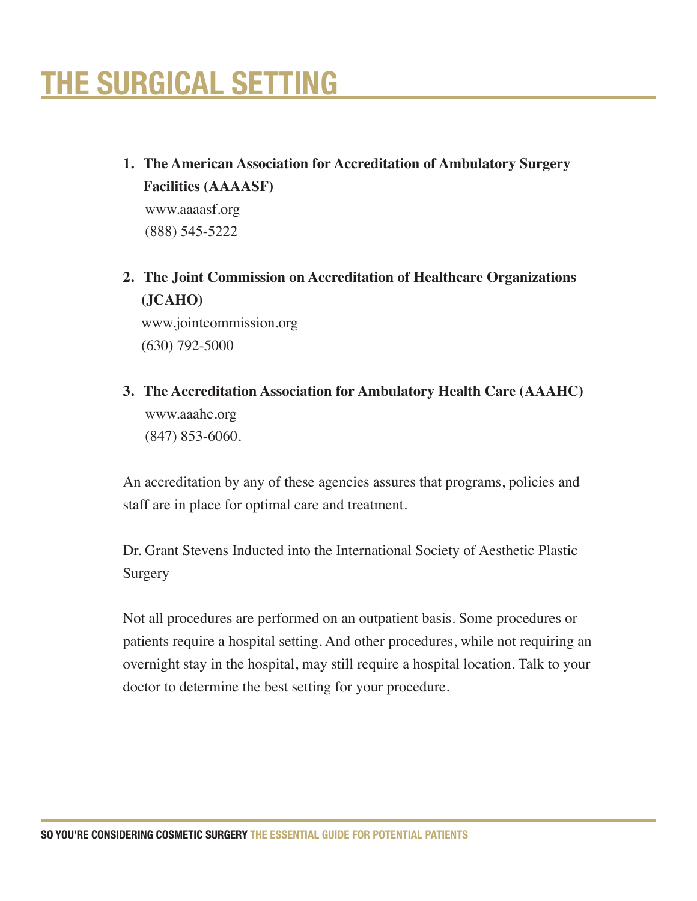# THE SURGICAL SETTING

1. **The American Association for Accreditation of Ambulatory Surgery Facilities (AAAASF)**
   www.aaaasf.org
   (888) 545-5222

2. **The Joint Commission on Accreditation of Healthcare Organizations (JCAHO)**
   www.jointcommission.org
   (630) 792-5000

3. **The Accreditation Association for Ambulatory Health Care (AAAHC)**
   www.aaahc.org
   (847) 853-6060.

An accreditation by any of these agencies assures that programs, policies and staff are in place for optimal care and treatment.

Dr. Grant Stevens Inducted into the International Society of Aesthetic Plastic Surgery

Not all procedures are performed on an outpatient basis. Some procedures or patients require a hospital setting. And other procedures, while not requiring an overnight stay in the hospital, may still require a hospital location. Talk to your doctor to determine the best setting for your procedure.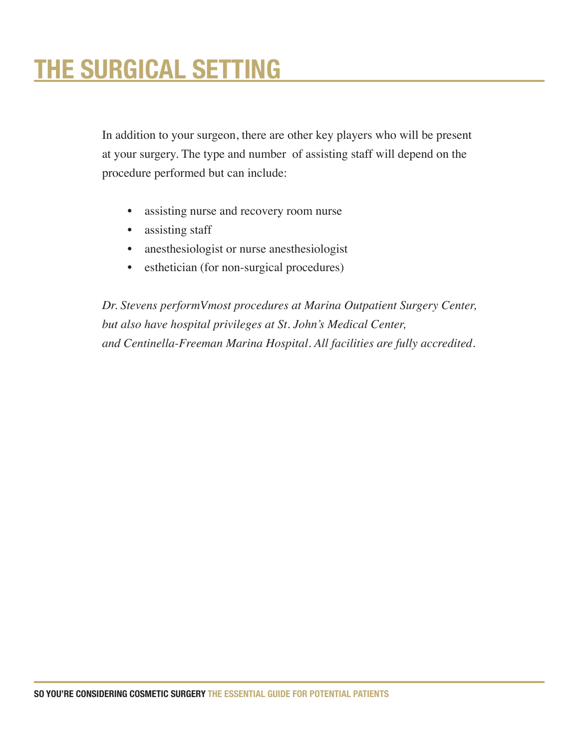# THE SURGICAL SETTING

In addition to your surgeon, there are other key players who will be present at your surgery. The type and number of assisting staff will depend on the procedure performed but can include:

- assisting nurse and recovery room nurse
- assisting staff
- anesthesiologist or nurse anesthesiologist
- esthetician (for non-surgical procedures)

*Dr. Stevens performVmost procedures at Marina Outpatient Surgery Center, but also have hospital privileges at St. John's Medical Center, and Centinella-Freeman Marina Hospital. All facilities are fully accredited.*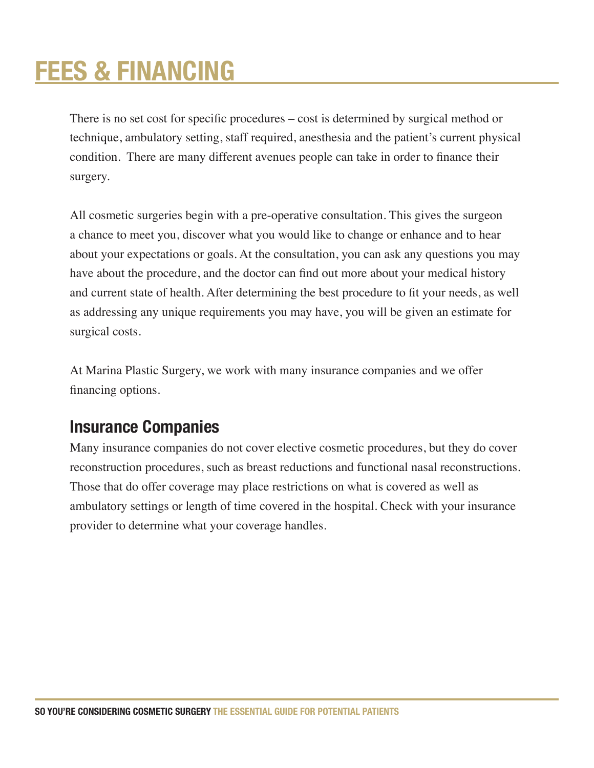# FEES & FINANCING

There is no set cost for specific procedures – cost is determined by surgical method or technique, ambulatory setting, staff required, anesthesia and the patient's current physical condition.  There are many different avenues people can take in order to finance their surgery.

All cosmetic surgeries begin with a pre-operative consultation. This gives the surgeon a chance to meet you, discover what you would like to change or enhance and to hear about your expectations or goals. At the consultation, you can ask any questions you may have about the procedure, and the doctor can find out more about your medical history and current state of health. After determining the best procedure to fit your needs, as well as addressing any unique requirements you may have, you will be given an estimate for surgical costs.

At Marina Plastic Surgery, we work with many insurance companies and we offer financing options.

## Insurance Companies

Many insurance companies do not cover elective cosmetic procedures, but they do cover reconstruction procedures, such as breast reductions and functional nasal reconstructions. Those that do offer coverage may place restrictions on what is covered as well as ambulatory settings or length of time covered in the hospital. Check with your insurance provider to determine what your coverage handles.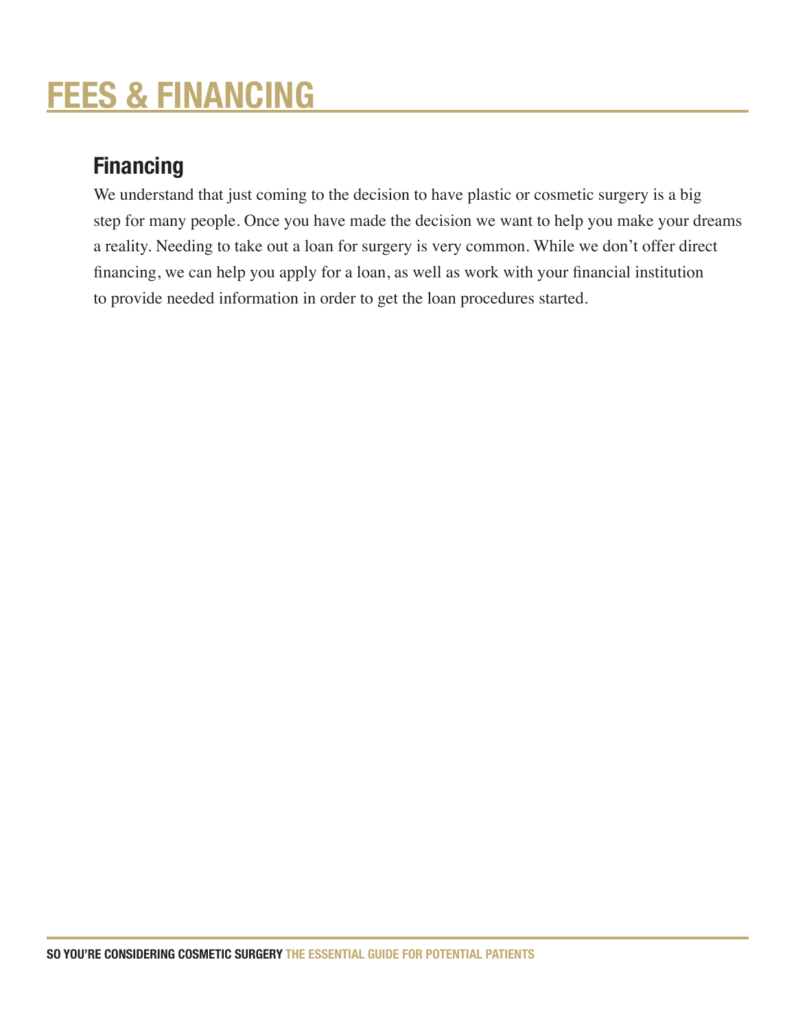# FEES & FINANCING

## Financing

We understand that just coming to the decision to have plastic or cosmetic surgery is a big step for many people. Once you have made the decision we want to help you make your dreams a reality. Needing to take out a loan for surgery is very common. While we don't offer direct financing, we can help you apply for a loan, as well as work with your financial institution to provide needed information in order to get the loan procedures started.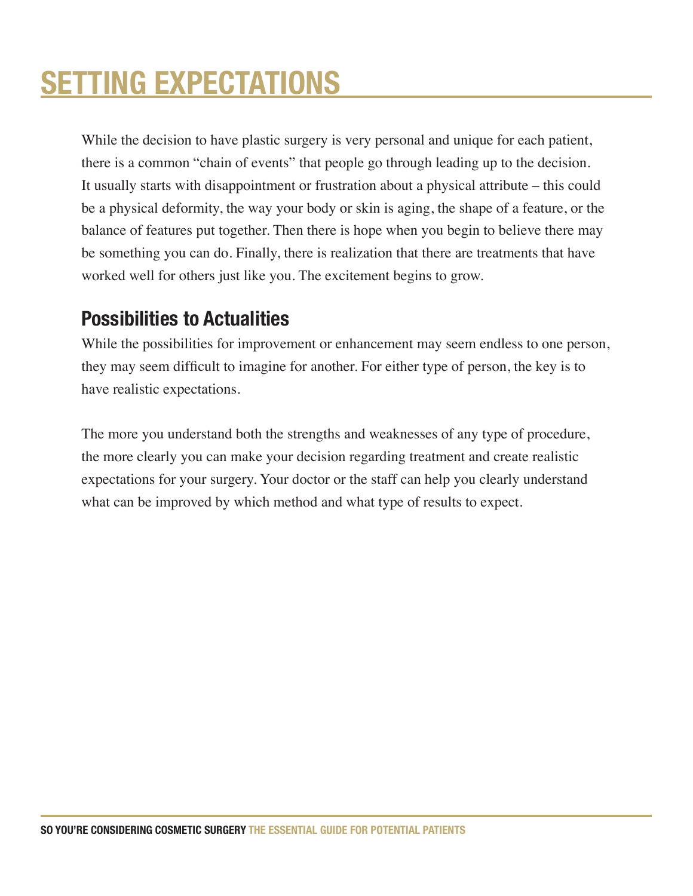# SETTING EXPECTATIONS

While the decision to have plastic surgery is very personal and unique for each patient, there is a common "chain of events" that people go through leading up to the decision. It usually starts with disappointment or frustration about a physical attribute – this could be a physical deformity, the way your body or skin is aging, the shape of a feature, or the balance of features put together. Then there is hope when you begin to believe there may be something you can do. Finally, there is realization that there are treatments that have worked well for others just like you. The excitement begins to grow.

## Possibilities to Actualities

While the possibilities for improvement or enhancement may seem endless to one person, they may seem difficult to imagine for another. For either type of person, the key is to have realistic expectations.

The more you understand both the strengths and weaknesses of any type of procedure, the more clearly you can make your decision regarding treatment and create realistic expectations for your surgery. Your doctor or the staff can help you clearly understand what can be improved by which method and what type of results to expect.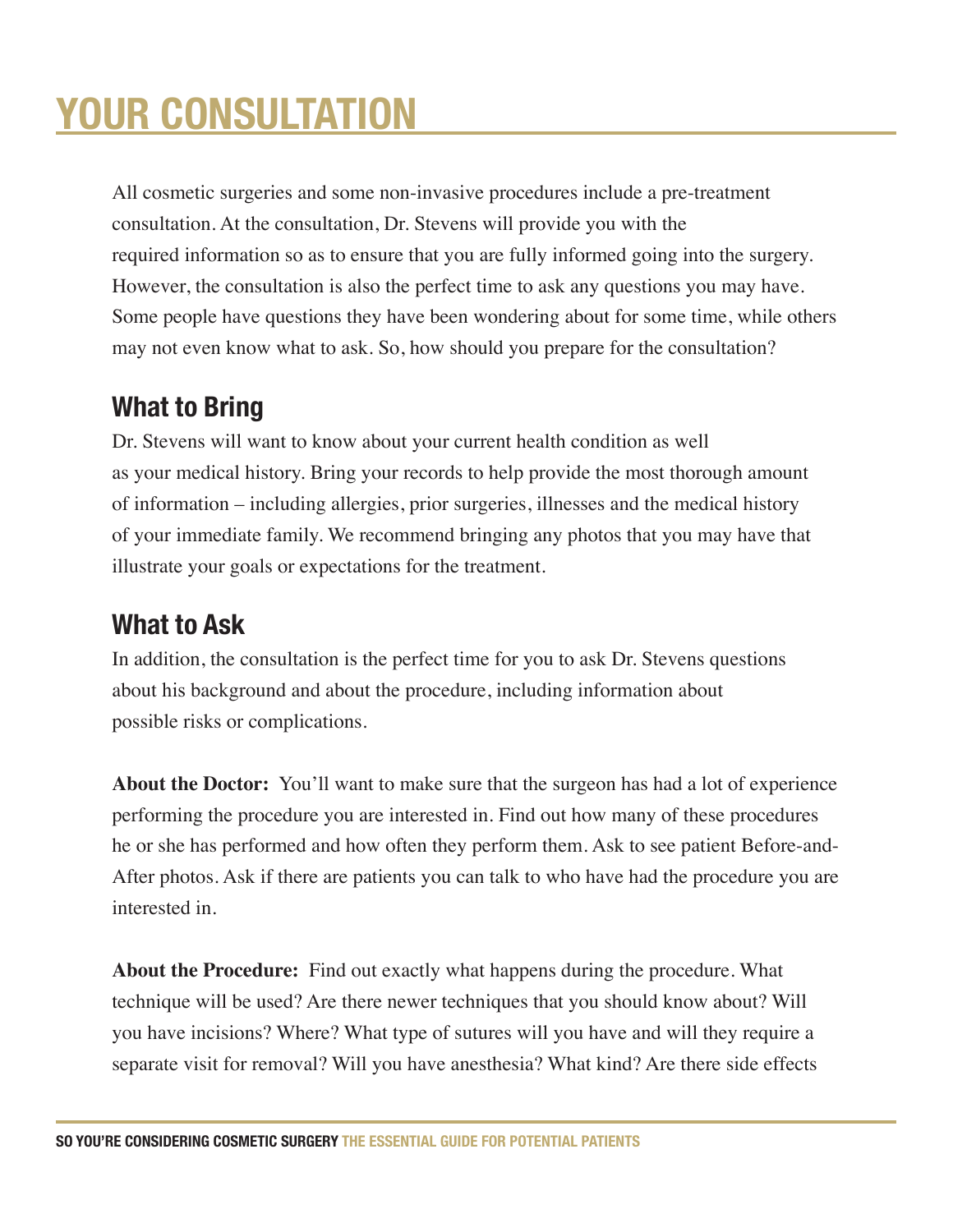# YOUR CONSULTATION

All cosmetic surgeries and some non-invasive procedures include a pre-treatment consultation. At the consultation, Dr. Stevens will provide you with the required information so as to ensure that you are fully informed going into the surgery. However, the consultation is also the perfect time to ask any questions you may have. Some people have questions they have been wondering about for some time, while others may not even know what to ask. So, how should you prepare for the consultation?

## What to Bring

Dr. Stevens will want to know about your current health condition as well as your medical history. Bring your records to help provide the most thorough amount of information – including allergies, prior surgeries, illnesses and the medical history of your immediate family. We recommend bringing any photos that you may have that illustrate your goals or expectations for the treatment.

## What to Ask

In addition, the consultation is the perfect time for you to ask Dr. Stevens questions about his background and about the procedure, including information about possible risks or complications.

**About the Doctor:** You'll want to make sure that the surgeon has had a lot of experience performing the procedure you are interested in. Find out how many of these procedures he or she has performed and how often they perform them. Ask to see patient Before-and-After photos. Ask if there are patients you can talk to who have had the procedure you are interested in.

**About the Procedure:** Find out exactly what happens during the procedure. What technique will be used? Are there newer techniques that you should know about? Will you have incisions? Where? What type of sutures will you have and will they require a separate visit for removal? Will you have anesthesia? What kind? Are there side effects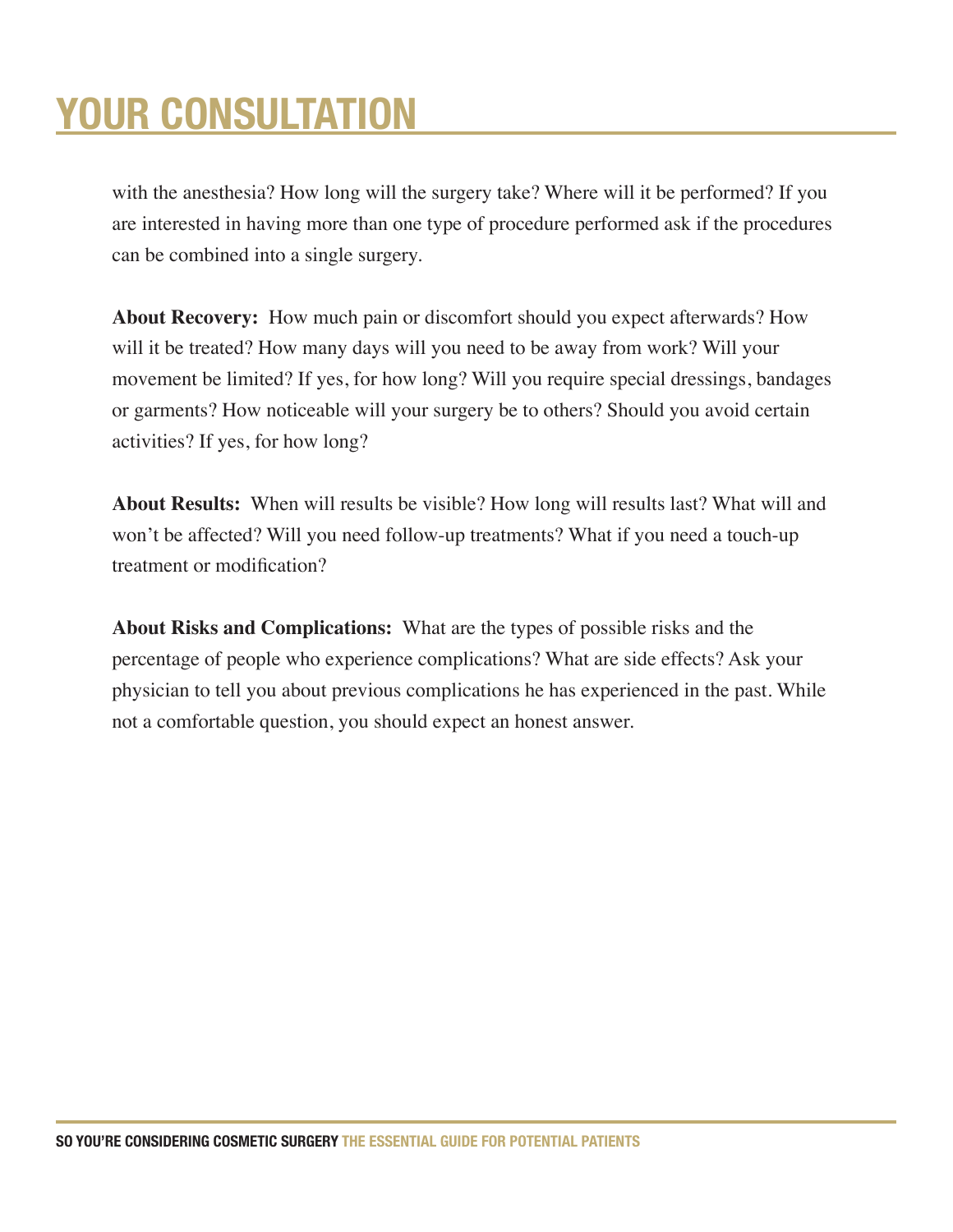# YOUR CONSULTATION

with the anesthesia? How long will the surgery take? Where will it be performed? If you are interested in having more than one type of procedure performed ask if the procedures can be combined into a single surgery.

**About Recovery:** How much pain or discomfort should you expect afterwards? How will it be treated? How many days will you need to be away from work? Will your movement be limited? If yes, for how long? Will you require special dressings, bandages or garments? How noticeable will your surgery be to others? Should you avoid certain activities? If yes, for how long?

**About Results:** When will results be visible? How long will results last? What will and won't be affected? Will you need follow-up treatments? What if you need a touch-up treatment or modification?

**About Risks and Complications:** What are the types of possible risks and the percentage of people who experience complications? What are side effects? Ask your physician to tell you about previous complications he has experienced in the past. While not a comfortable question, you should expect an honest answer.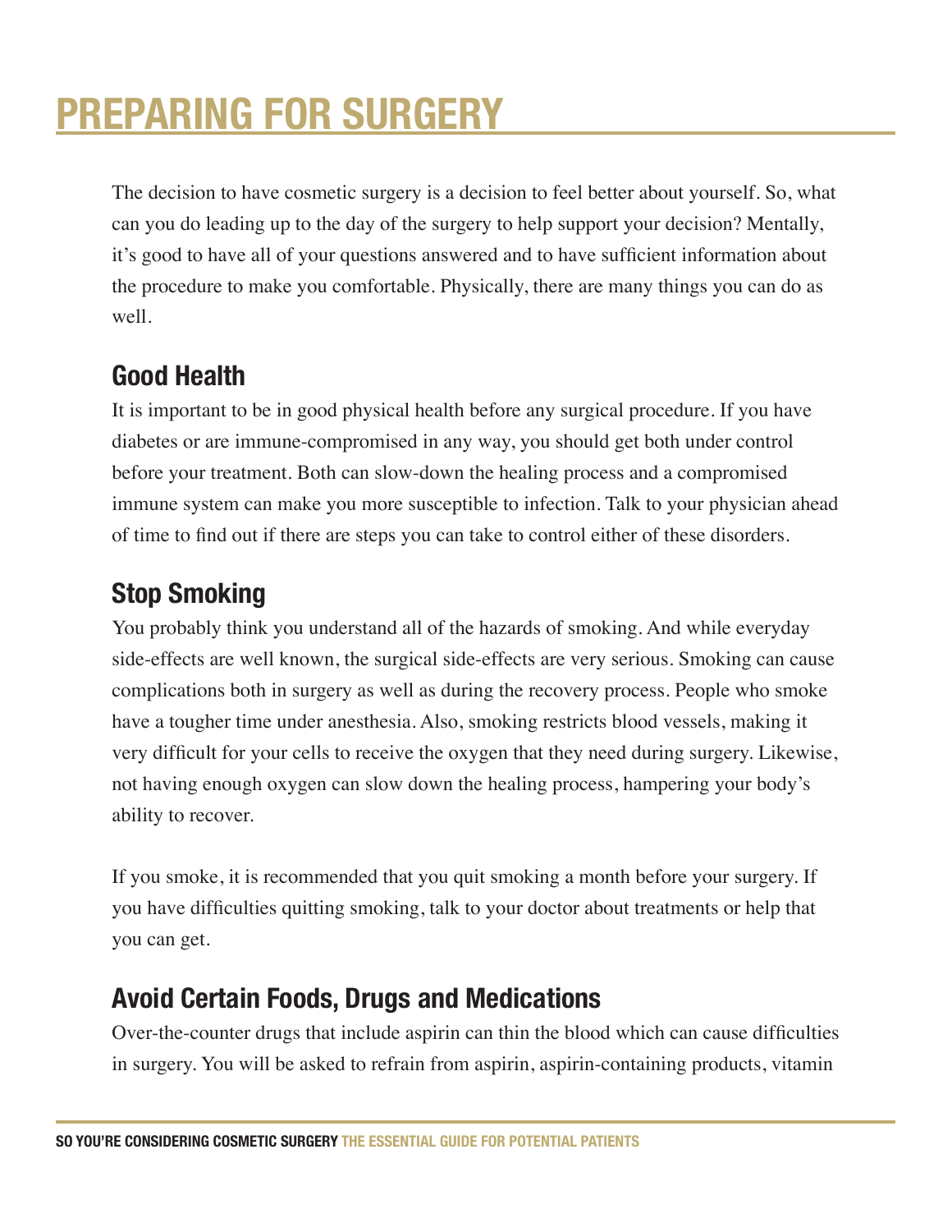# PREPARING FOR SURGERY

The decision to have cosmetic surgery is a decision to feel better about yourself. So, what can you do leading up to the day of the surgery to help support your decision? Mentally, it's good to have all of your questions answered and to have sufficient information about the procedure to make you comfortable. Physically, there are many things you can do as well.

## Good Health

It is important to be in good physical health before any surgical procedure. If you have diabetes or are immune-compromised in any way, you should get both under control before your treatment. Both can slow-down the healing process and a compromised immune system can make you more susceptible to infection. Talk to your physician ahead of time to find out if there are steps you can take to control either of these disorders.

## Stop Smoking

You probably think you understand all of the hazards of smoking. And while everyday side-effects are well known, the surgical side-effects are very serious. Smoking can cause complications both in surgery as well as during the recovery process. People who smoke have a tougher time under anesthesia. Also, smoking restricts blood vessels, making it very difficult for your cells to receive the oxygen that they need during surgery. Likewise, not having enough oxygen can slow down the healing process, hampering your body's ability to recover.

If you smoke, it is recommended that you quit smoking a month before your surgery. If you have difficulties quitting smoking, talk to your doctor about treatments or help that you can get.

## Avoid Certain Foods, Drugs and Medications

Over-the-counter drugs that include aspirin can thin the blood which can cause difficulties in surgery. You will be asked to refrain from aspirin, aspirin-containing products, vitamin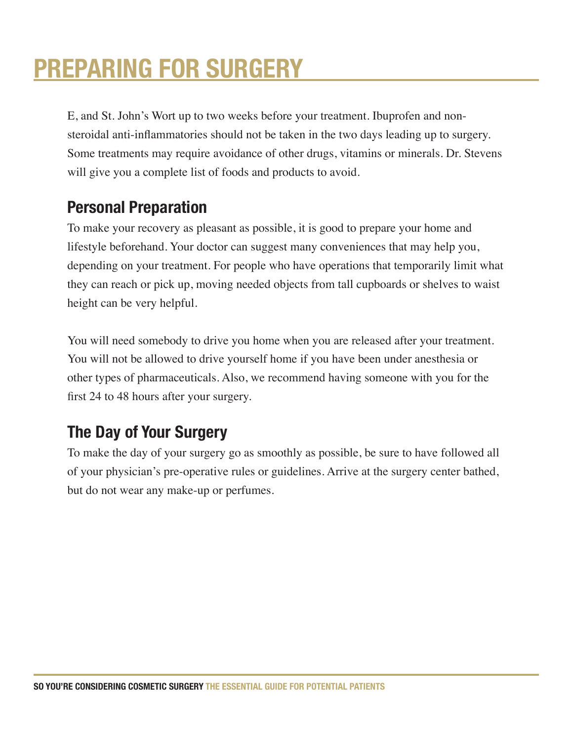# PREPARING FOR SURGERY

E, and St. John's Wort up to two weeks before your treatment. Ibuprofen and non-steroidal anti-inflammatories should not be taken in the two days leading up to surgery. Some treatments may require avoidance of other drugs, vitamins or minerals. Dr. Stevens will give you a complete list of foods and products to avoid.

## Personal Preparation

To make your recovery as pleasant as possible, it is good to prepare your home and lifestyle beforehand. Your doctor can suggest many conveniences that may help you, depending on your treatment. For people who have operations that temporarily limit what they can reach or pick up, moving needed objects from tall cupboards or shelves to waist height can be very helpful.

You will need somebody to drive you home when you are released after your treatment. You will not be allowed to drive yourself home if you have been under anesthesia or other types of pharmaceuticals. Also, we recommend having someone with you for the first 24 to 48 hours after your surgery.

## The Day of Your Surgery

To make the day of your surgery go as smoothly as possible, be sure to have followed all of your physician's pre-operative rules or guidelines. Arrive at the surgery center bathed, but do not wear any make-up or perfumes.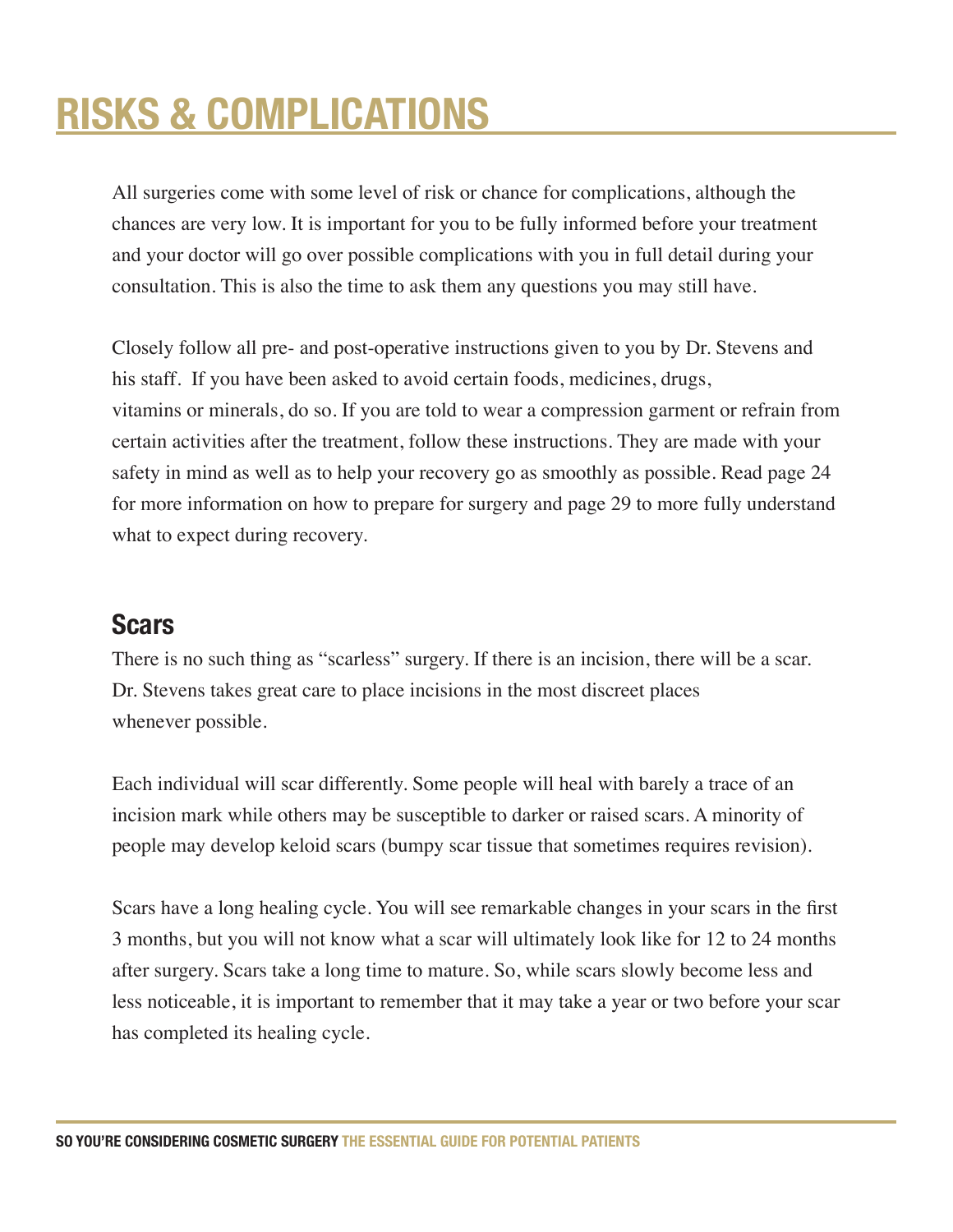# RISKS & COMPLICATIONS

All surgeries come with some level of risk or chance for complications, although the chances are very low. It is important for you to be fully informed before your treatment and your doctor will go over possible complications with you in full detail during your consultation. This is also the time to ask them any questions you may still have.

Closely follow all pre- and post-operative instructions given to you by Dr. Stevens and his staff. If you have been asked to avoid certain foods, medicines, drugs, vitamins or minerals, do so. If you are told to wear a compression garment or refrain from certain activities after the treatment, follow these instructions. They are made with your safety in mind as well as to help your recovery go as smoothly as possible. Read page 24 for more information on how to prepare for surgery and page 29 to more fully understand what to expect during recovery.

## Scars

There is no such thing as "scarless" surgery. If there is an incision, there will be a scar. Dr. Stevens takes great care to place incisions in the most discreet places whenever possible.

Each individual will scar differently. Some people will heal with barely a trace of an incision mark while others may be susceptible to darker or raised scars. A minority of people may develop keloid scars (bumpy scar tissue that sometimes requires revision).

Scars have a long healing cycle. You will see remarkable changes in your scars in the first 3 months, but you will not know what a scar will ultimately look like for 12 to 24 months after surgery. Scars take a long time to mature. So, while scars slowly become less and less noticeable, it is important to remember that it may take a year or two before your scar has completed its healing cycle.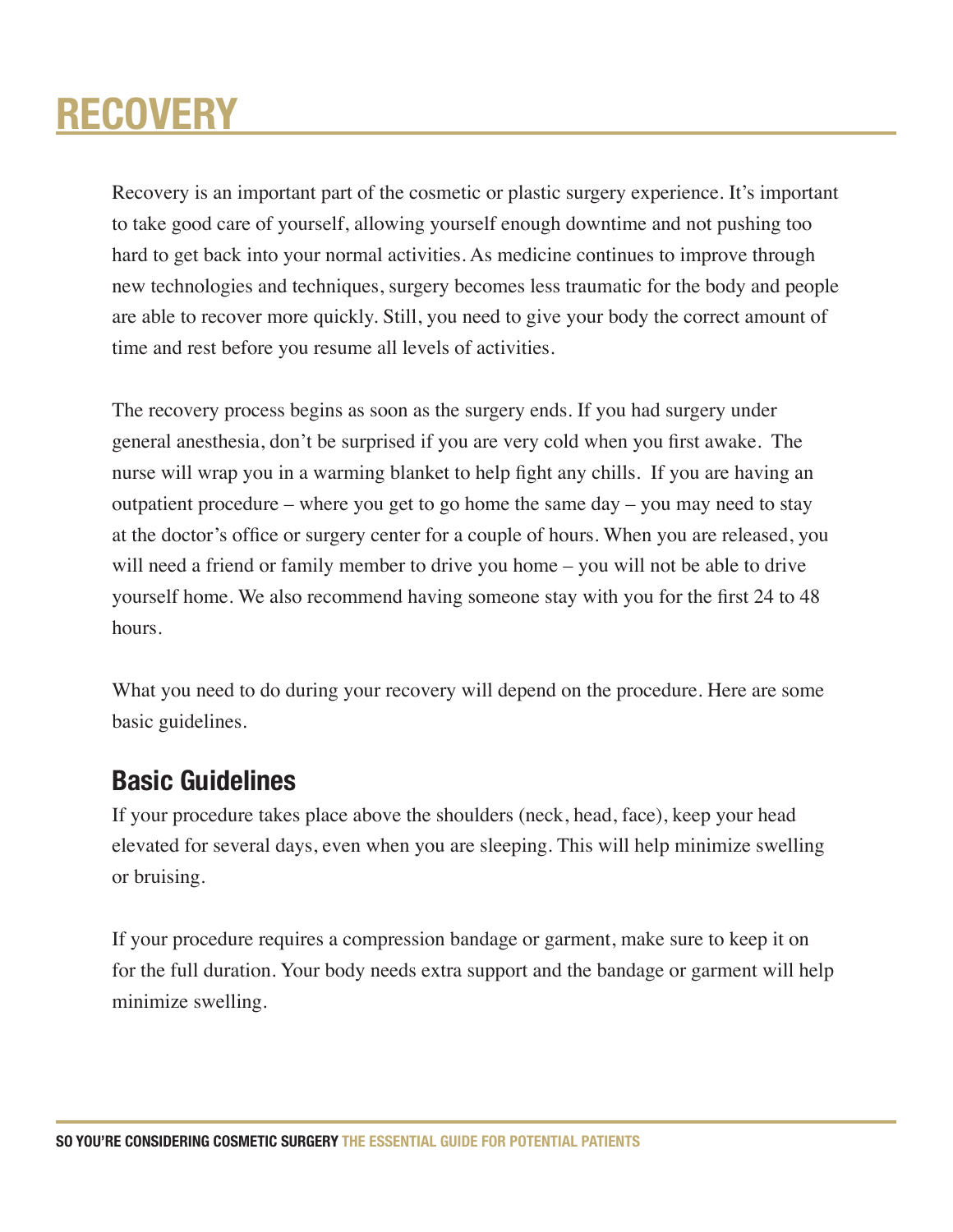# RECOVERY

Recovery is an important part of the cosmetic or plastic surgery experience. It's important to take good care of yourself, allowing yourself enough downtime and not pushing too hard to get back into your normal activities. As medicine continues to improve through new technologies and techniques, surgery becomes less traumatic for the body and people are able to recover more quickly. Still, you need to give your body the correct amount of time and rest before you resume all levels of activities.

The recovery process begins as soon as the surgery ends. If you had surgery under general anesthesia, don't be surprised if you are very cold when you first awake. The nurse will wrap you in a warming blanket to help fight any chills. If you are having an outpatient procedure – where you get to go home the same day – you may need to stay at the doctor's office or surgery center for a couple of hours. When you are released, you will need a friend or family member to drive you home – you will not be able to drive yourself home. We also recommend having someone stay with you for the first 24 to 48 hours.

What you need to do during your recovery will depend on the procedure. Here are some basic guidelines.

## Basic Guidelines

If your procedure takes place above the shoulders (neck, head, face), keep your head elevated for several days, even when you are sleeping. This will help minimize swelling or bruising.

If your procedure requires a compression bandage or garment, make sure to keep it on for the full duration. Your body needs extra support and the bandage or garment will help minimize swelling.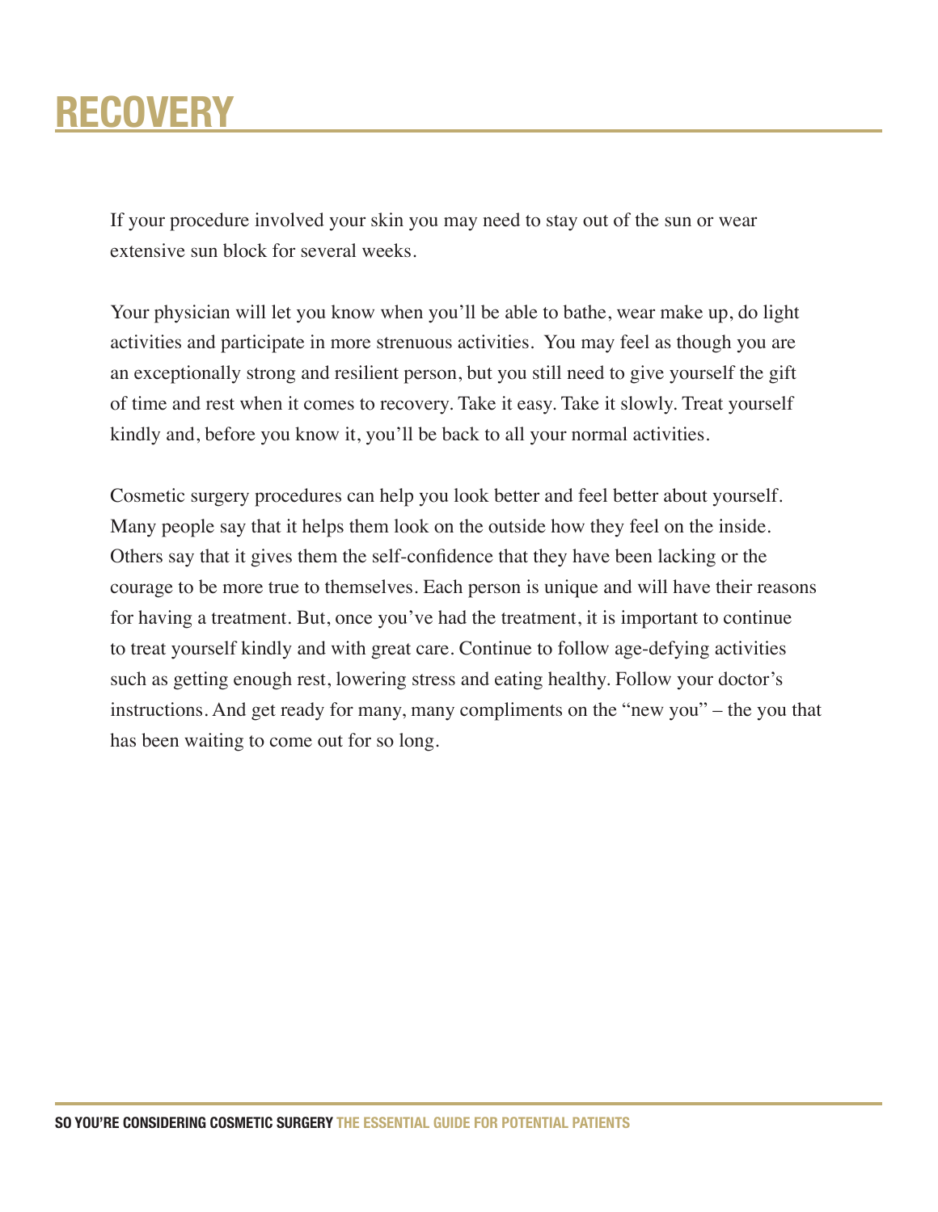# RECOVERY

If your procedure involved your skin you may need to stay out of the sun or wear extensive sun block for several weeks.

Your physician will let you know when you'll be able to bathe, wear make up, do light activities and participate in more strenuous activities.  You may feel as though you are an exceptionally strong and resilient person, but you still need to give yourself the gift of time and rest when it comes to recovery. Take it easy. Take it slowly. Treat yourself kindly and, before you know it, you'll be back to all your normal activities.

Cosmetic surgery procedures can help you look better and feel better about yourself. Many people say that it helps them look on the outside how they feel on the inside. Others say that it gives them the self-confidence that they have been lacking or the courage to be more true to themselves. Each person is unique and will have their reasons for having a treatment. But, once you've had the treatment, it is important to continue to treat yourself kindly and with great care. Continue to follow age-defying activities such as getting enough rest, lowering stress and eating healthy. Follow your doctor's instructions. And get ready for many, many compliments on the "new you" – the you that has been waiting to come out for so long.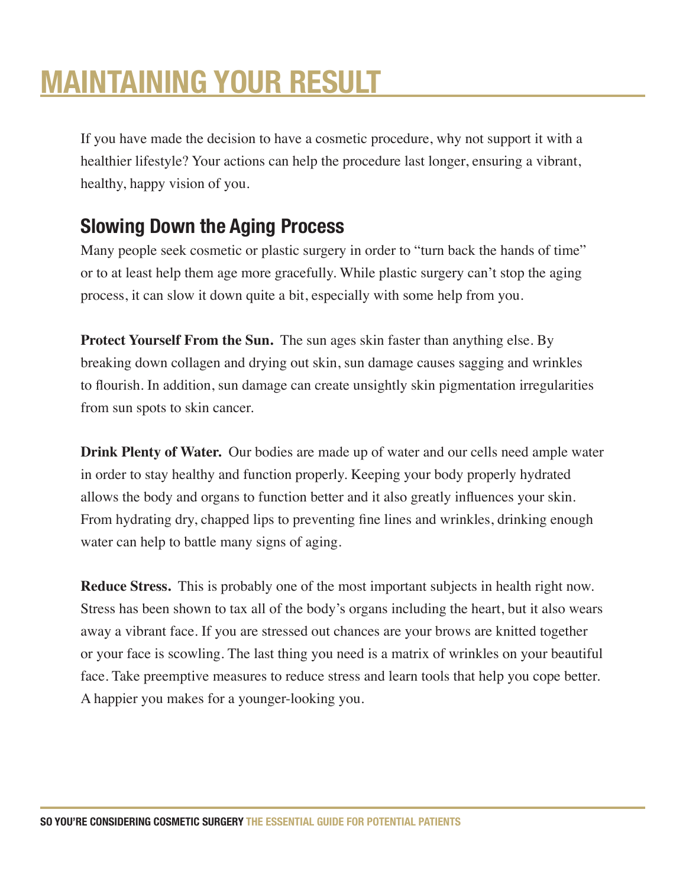# MAINTAINING YOUR RESULT

If you have made the decision to have a cosmetic procedure, why not support it with a healthier lifestyle? Your actions can help the procedure last longer, ensuring a vibrant, healthy, happy vision of you.

## Slowing Down the Aging Process

Many people seek cosmetic or plastic surgery in order to "turn back the hands of time" or to at least help them age more gracefully. While plastic surgery can't stop the aging process, it can slow it down quite a bit, especially with some help from you.

**Protect Yourself From the Sun.** The sun ages skin faster than anything else. By breaking down collagen and drying out skin, sun damage causes sagging and wrinkles to flourish. In addition, sun damage can create unsightly skin pigmentation irregularities from sun spots to skin cancer.

**Drink Plenty of Water.** Our bodies are made up of water and our cells need ample water in order to stay healthy and function properly. Keeping your body properly hydrated allows the body and organs to function better and it also greatly influences your skin. From hydrating dry, chapped lips to preventing fine lines and wrinkles, drinking enough water can help to battle many signs of aging.

**Reduce Stress.** This is probably one of the most important subjects in health right now. Stress has been shown to tax all of the body's organs including the heart, but it also wears away a vibrant face. If you are stressed out chances are your brows are knitted together or your face is scowling. The last thing you need is a matrix of wrinkles on your beautiful face. Take preemptive measures to reduce stress and learn tools that help you cope better. A happier you makes for a younger-looking you.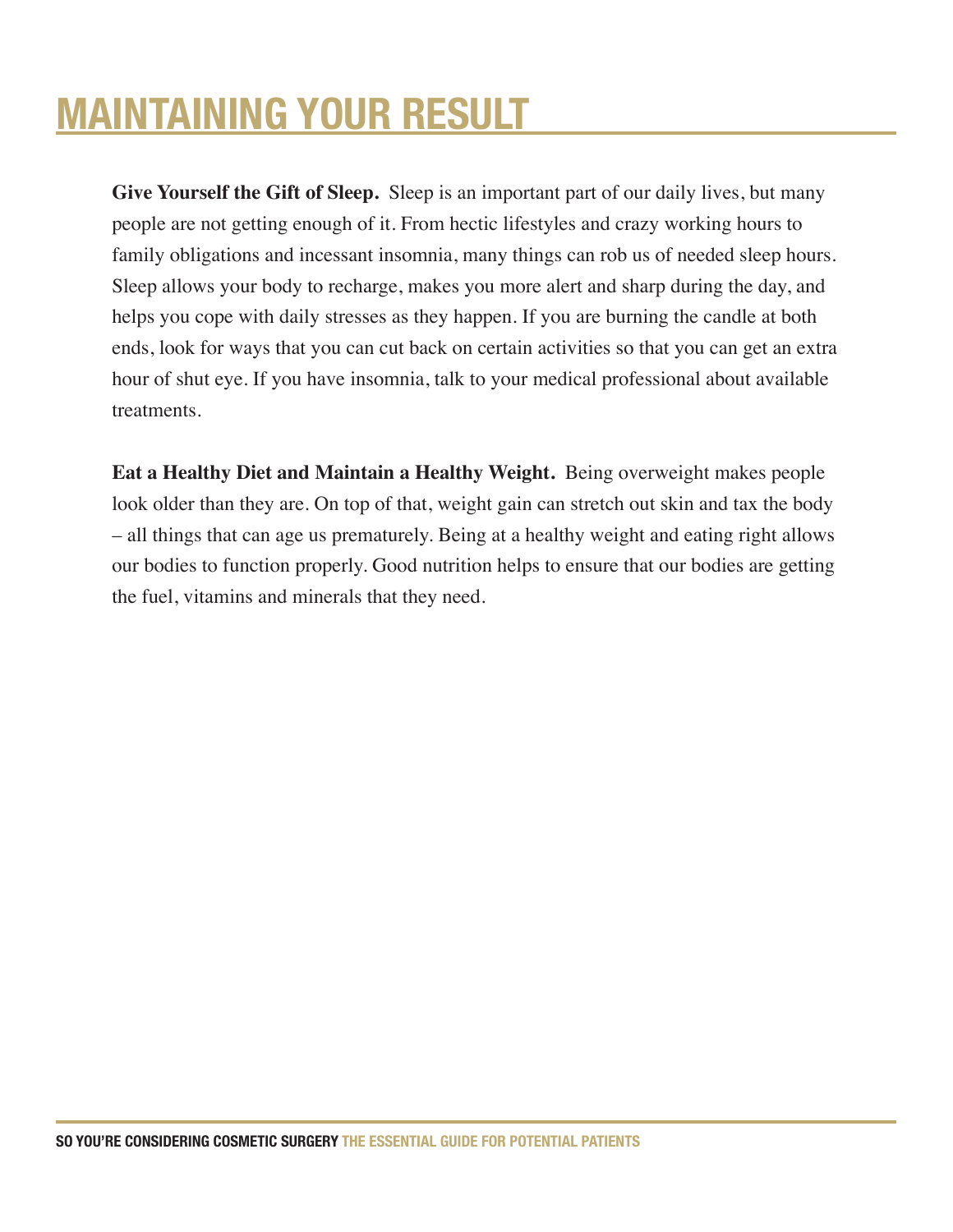# MAINTAINING YOUR RESULT

**Give Yourself the Gift of Sleep.** Sleep is an important part of our daily lives, but many people are not getting enough of it. From hectic lifestyles and crazy working hours to family obligations and incessant insomnia, many things can rob us of needed sleep hours. Sleep allows your body to recharge, makes you more alert and sharp during the day, and helps you cope with daily stresses as they happen. If you are burning the candle at both ends, look for ways that you can cut back on certain activities so that you can get an extra hour of shut eye. If you have insomnia, talk to your medical professional about available treatments.

**Eat a Healthy Diet and Maintain a Healthy Weight.** Being overweight makes people look older than they are. On top of that, weight gain can stretch out skin and tax the body – all things that can age us prematurely. Being at a healthy weight and eating right allows our bodies to function properly. Good nutrition helps to ensure that our bodies are getting the fuel, vitamins and minerals that they need.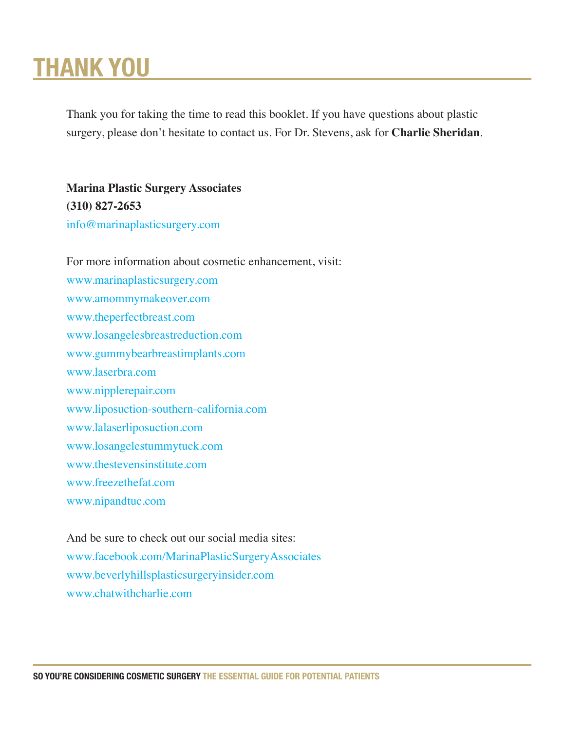# THANK YOU

Thank you for taking the time to read this booklet. If you have questions about plastic surgery, please don't hesitate to contact us. For Dr. Stevens, ask for **Charlie Sheridan**.

**Marina Plastic Surgery Associates**
**(310) 827-2653**
info@marinaplasticsurgery.com

For more information about cosmetic enhancement, visit:
www.marinaplasticsurgery.com
www.amommymakeover.com
www.theperfectbreast.com
www.losangelesbreastreduction.com
www.gummybearbreastimplants.com
www.laserbra.com
www.nipplerepair.com
www.liposuction-southern-california.com
www.lalaserliposuction.com
www.losangelestummytuck.com
www.thestevensinstitute.com
www.freezethefat.com
www.nipandtuc.com

And be sure to check out our social media sites:
www.facebook.com/MarinaPlasticSurgeryAssociates
www.beverlyhillsplasticsurgeryinsider.com
www.chatwithcharlie.com